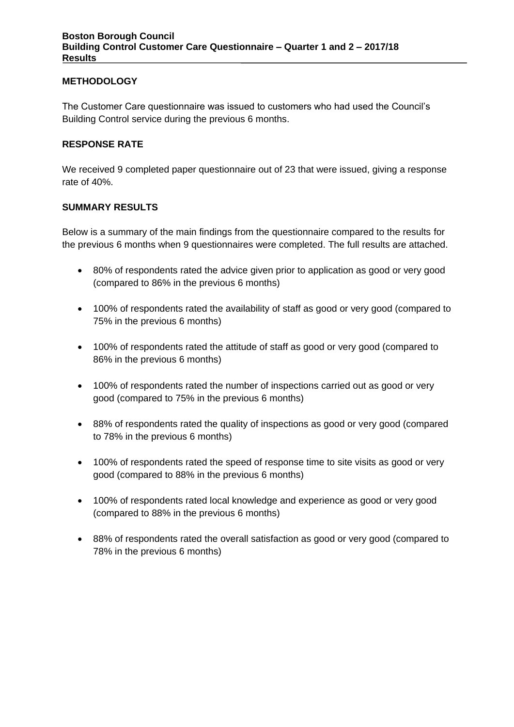**Boston Borough Council**
**Building Control Customer Care Questionnaire – Quarter 1 and 2 – 2017/18**
**Results**

## METHODOLOGY

The Customer Care questionnaire was issued to customers who had used the Council's Building Control service during the previous 6 months.

## RESPONSE RATE

We received 9 completed paper questionnaire out of 23 that were issued, giving a response rate of 40%.

## SUMMARY RESULTS

Below is a summary of the main findings from the questionnaire compared to the results for the previous 6 months when 9 questionnaires were completed. The full results are attached.

- 80% of respondents rated the advice given prior to application as good or very good (compared to 86% in the previous 6 months)
- 100% of respondents rated the availability of staff as good or very good (compared to 75% in the previous 6 months)
- 100% of respondents rated the attitude of staff as good or very good (compared to 86% in the previous 6 months)
- 100% of respondents rated the number of inspections carried out as good or very good (compared to 75% in the previous 6 months)
- 88% of respondents rated the quality of inspections as good or very good (compared to 78% in the previous 6 months)
- 100% of respondents rated the speed of response time to site visits as good or very good (compared to 88% in the previous 6 months)
- 100% of respondents rated local knowledge and experience as good or very good (compared to 88% in the previous 6 months)
- 88% of respondents rated the overall satisfaction as good or very good (compared to 78% in the previous 6 months)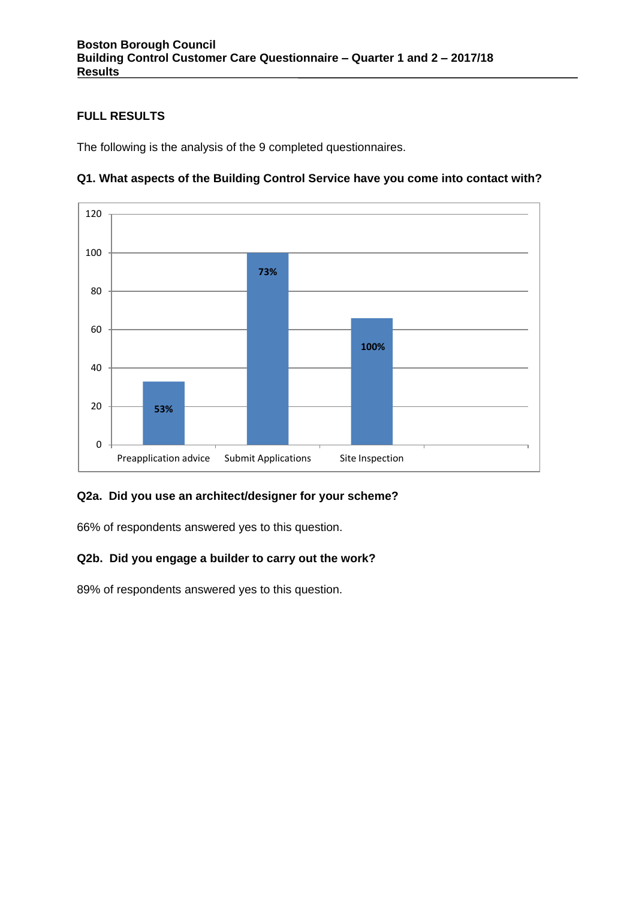## FULL RESULTS

The following is the analysis of the 9 completed questionnaires.

### Q1. What aspects of the Building Control Service have you come into contact with?

| Aspect | Label shown on bar |
|---|---|
| Preapplication advice | 53% |
| Submit Applications | 73% |
| Site Inspection | 100% |

### Q2a. Did you use an architect/designer for your scheme?

66% of respondents answered yes to this question.

### Q2b. Did you engage a builder to carry out the work?

89% of respondents answered yes to this question.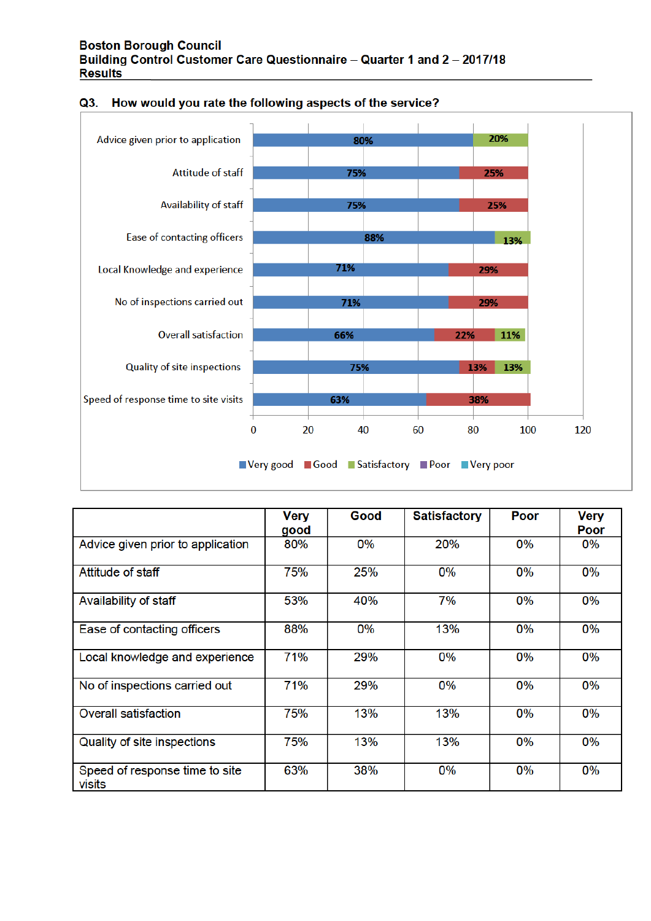**Boston Borough Council**
**Building Control Customer Care Questionnaire – Quarter 1 and 2 – 2017/18**
**Results**

**Q3. How would you rate the following aspects of the service?**

| | Very good | Good | Satisfactory | Poor | Very Poor |
|---|---|---|---|---|---|
| Advice given prior to application | 80% | 0% | 20% | 0% | 0% |
| Attitude of staff | 75% | 25% | 0% | 0% | 0% |
| Availability of staff | 53% | 40% | 7% | 0% | 0% |
| Ease of contacting officers | 88% | 0% | 13% | 0% | 0% |
| Local knowledge and experience | 71% | 29% | 0% | 0% | 0% |
| No of inspections carried out | 71% | 29% | 0% | 0% | 0% |
| Overall satisfaction | 75% | 13% | 13% | 0% | 0% |
| Quality of site inspections | 75% | 13% | 13% | 0% | 0% |
| Speed of response time to site visits | 63% | 38% | 0% | 0% | 0% |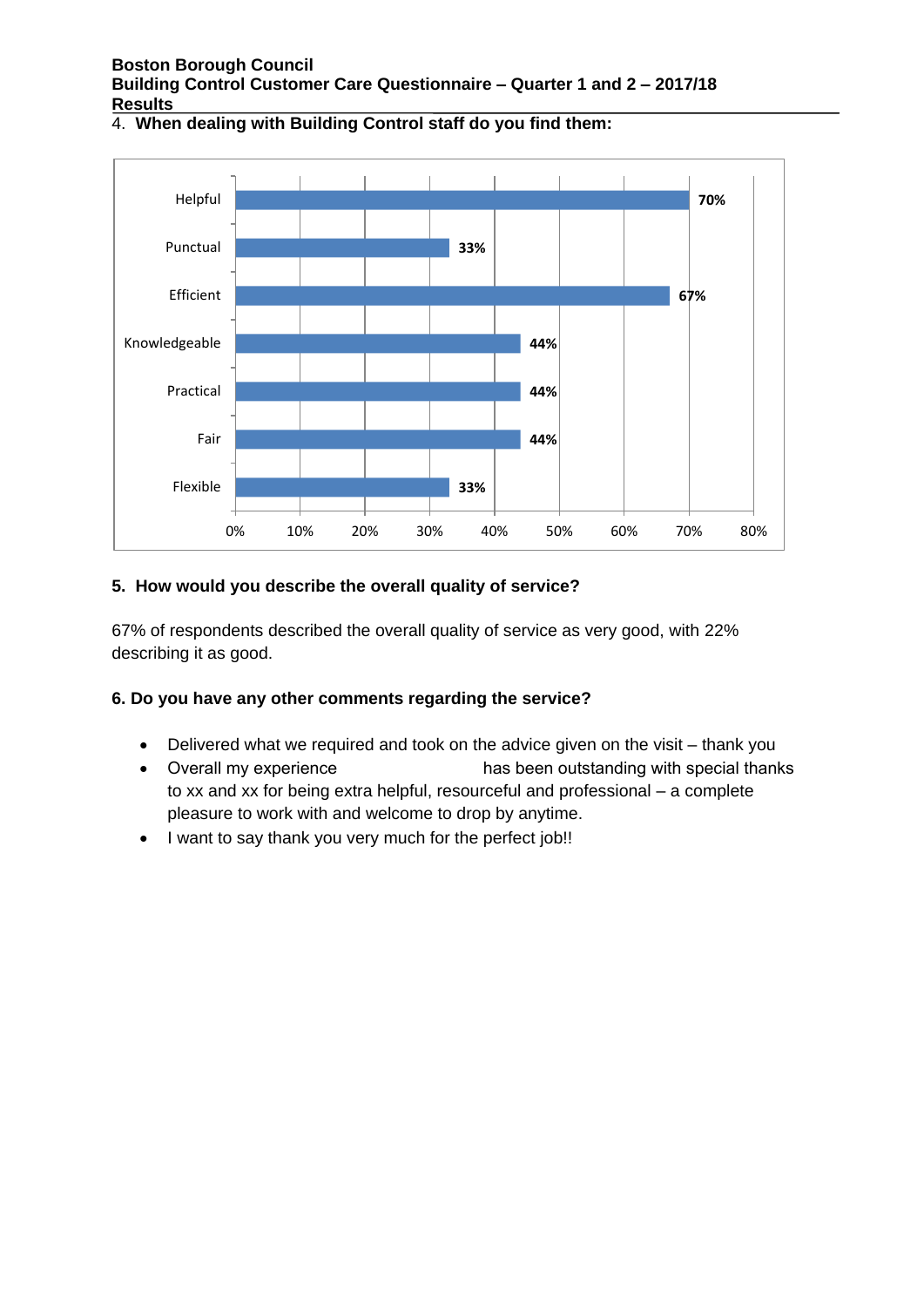**Boston Borough Council**
**Building Control Customer Care Questionnaire – Quarter 1 and 2 – 2017/18**
**Results**

4. **When dealing with Building Control staff do you find them:**

Helpful
Punctual
Efficient
Knowledgeable
Practical
Fair
Flexible

70%
33%
67%
44%
44%
44%
33%

0% 10% 20% 30% 40% 50% 60% 70% 80%

**5. How would you describe the overall quality of service?**

67% of respondents described the overall quality of service as very good, with 22% describing it as good.

**6. Do you have any other comments regarding the service?**

- Delivered what we required and took on the advice given on the visit – thank you
- Overall my experience has been outstanding with special thanks to xx and xx for being extra helpful, resourceful and professional – a complete pleasure to work with and welcome to drop by anytime.
- I want to say thank you very much for the perfect job!!